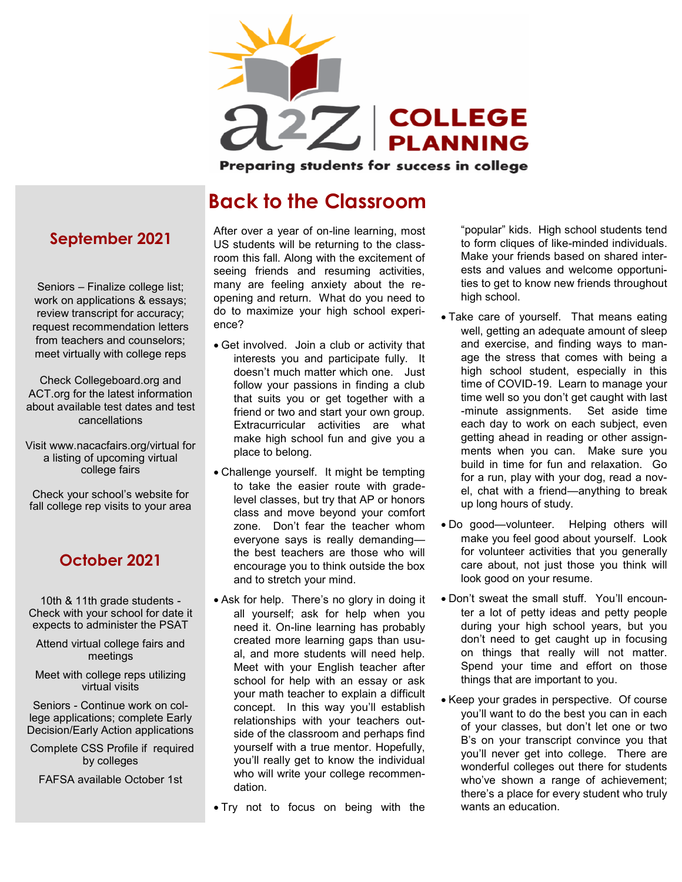# a2Z COLLEGE PLANNING

Preparing students for success in college

## September 2021

Seniors – Finalize college list; work on applications & essays; review transcript for accuracy; request recommendation letters from teachers and counselors; meet virtually with college reps

Check Collegeboard.org and ACT.org for the latest information about available test dates and test cancellations

Visit www.nacacfairs.org/virtual for a listing of upcoming virtual college fairs

Check your school's website for fall college rep visits to your area

## October 2021

10th & 11th grade students - Check with your school for date it expects to administer the PSAT

Attend virtual college fairs and meetings

Meet with college reps utilizing virtual visits

Seniors - Continue work on college applications; complete Early Decision/Early Action applications

Complete CSS Profile if required by colleges

FAFSA available October 1st

# Back to the Classroom

After over a year of on-line learning, most US students will be returning to the classroom this fall. Along with the excitement of seeing friends and resuming activities, many are feeling anxiety about the reopening and return. What do you need to do to maximize your high school experience?

- Get involved. Join a club or activity that interests you and participate fully. It doesn't much matter which one. Just follow your passions in finding a club that suits you or get together with a friend or two and start your own group. Extracurricular activities are what make high school fun and give you a place to belong.
- Challenge yourself. It might be tempting to take the easier route with grade-level classes, but try that AP or honors class and move beyond your comfort zone. Don't fear the teacher whom everyone says is really demanding—the best teachers are those who will encourage you to think outside the box and to stretch your mind.
- Ask for help. There's no glory in doing it all yourself; ask for help when you need it. On-line learning has probably created more learning gaps than usual, and more students will need help. Meet with your English teacher after school for help with an essay or ask your math teacher to explain a difficult concept. In this way you'll establish relationships with your teachers outside of the classroom and perhaps find yourself with a true mentor. Hopefully, you'll really get to know the individual who will write your college recommendation.
- Try not to focus on being with the "popular" kids. High school students tend to form cliques of like-minded individuals. Make your friends based on shared interests and values and welcome opportunities to get to know new friends throughout high school.
- Take care of yourself. That means eating well, getting an adequate amount of sleep and exercise, and finding ways to manage the stress that comes with being a high school student, especially in this time of COVID-19. Learn to manage your time well so you don't get caught with last-minute assignments. Set aside time each day to work on each subject, even getting ahead in reading or other assignments when you can. Make sure you build in time for fun and relaxation. Go for a run, play with your dog, read a novel, chat with a friend—anything to break up long hours of study.
- Do good—volunteer. Helping others will make you feel good about yourself. Look for volunteer activities that you generally care about, not just those you think will look good on your resume.
- Don't sweat the small stuff. You'll encounter a lot of petty ideas and petty people during your high school years, but you don't need to get caught up in focusing on things that really will not matter. Spend your time and effort on those things that are important to you.
- Keep your grades in perspective. Of course you'll want to do the best you can in each of your classes, but don't let one or two B's on your transcript convince you that you'll never get into college. There are wonderful colleges out there for students who've shown a range of achievement; there's a place for every student who truly wants an education.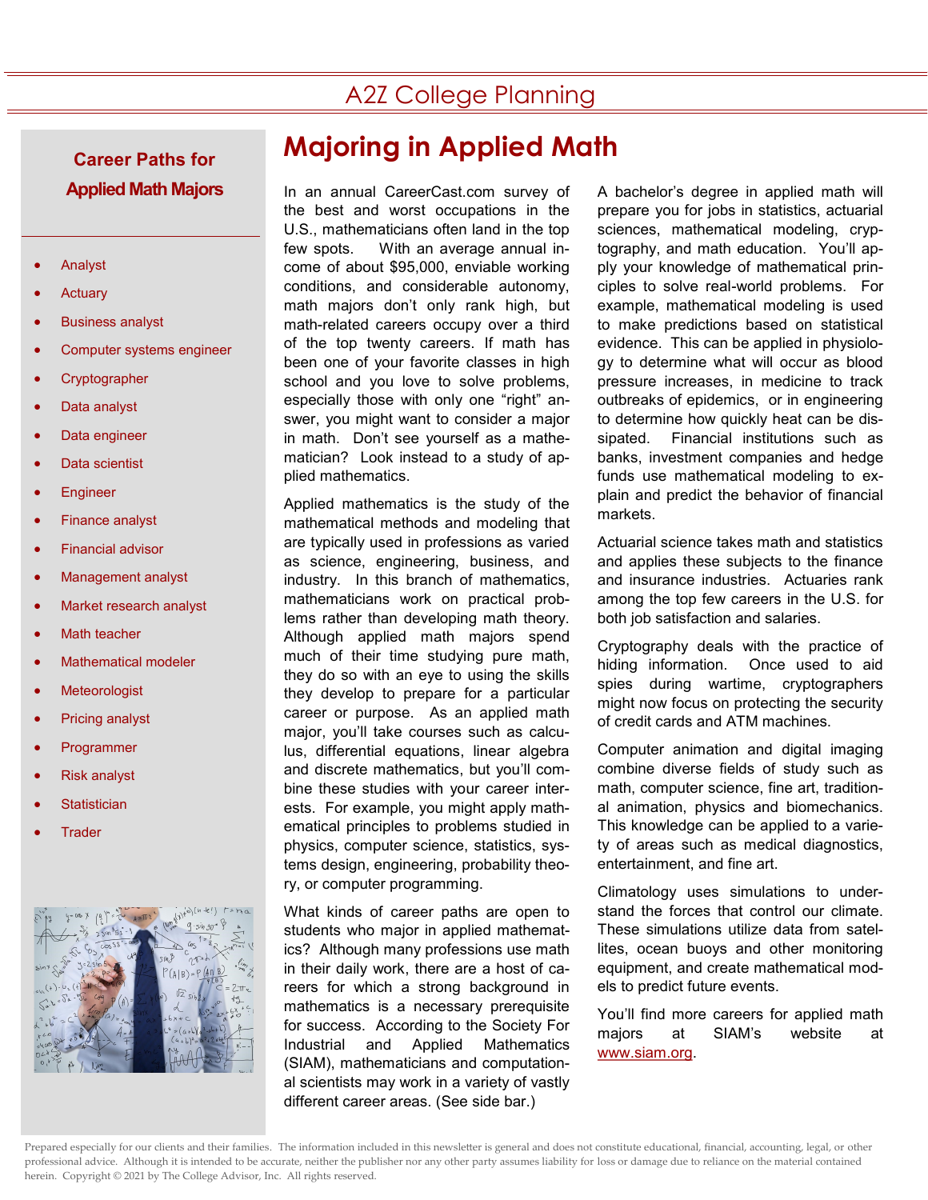# Majoring in Applied Math

In an annual CareerCast.com survey of the best and worst occupations in the U.S., mathematicians often land in the top few spots. With an average annual income of about $95,000, enviable working conditions, and considerable autonomy, math majors don't only rank high, but math-related careers occupy over a third of the top twenty careers. If math has been one of your favorite classes in high school and you love to solve problems, especially those with only one "right" answer, you might want to consider a major in math. Don't see yourself as a mathematician? Look instead to a study of applied mathematics.

Applied mathematics is the study of the mathematical methods and modeling that are typically used in professions as varied as science, engineering, business, and industry. In this branch of mathematics, mathematicians work on practical problems rather than developing math theory. Although applied math majors spend much of their time studying pure math, they do so with an eye to using the skills they develop to prepare for a particular career or purpose. As an applied math major, you'll take courses such as calculus, differential equations, linear algebra and discrete mathematics, but you'll combine these studies with your career interests. For example, you might apply mathematical principles to problems studied in physics, computer science, statistics, systems design, engineering, probability theory, or computer programming.

What kinds of career paths are open to students who major in applied mathematics? Although many professions use math in their daily work, there are a host of careers for which a strong background in mathematics is a necessary prerequisite for success. According to the Society For Industrial and Applied Mathematics (SIAM), mathematicians and computational scientists may work in a variety of vastly different career areas. (See side bar.)

A bachelor's degree in applied math will prepare you for jobs in statistics, actuarial sciences, mathematical modeling, cryptography, and math education. You'll apply your knowledge of mathematical principles to solve real-world problems. For example, mathematical modeling is used to make predictions based on statistical evidence. This can be applied in physiology to determine what will occur as blood pressure increases, in medicine to track outbreaks of epidemics, or in engineering to determine how quickly heat can be dissipated. Financial institutions such as banks, investment companies and hedge funds use mathematical modeling to explain and predict the behavior of financial markets.

Actuarial science takes math and statistics and applies these subjects to the finance and insurance industries. Actuaries rank among the top few careers in the U.S. for both job satisfaction and salaries.

Cryptography deals with the practice of hiding information. Once used to aid spies during wartime, cryptographers might now focus on protecting the security of credit cards and ATM machines.

Computer animation and digital imaging combine diverse fields of study such as math, computer science, fine art, traditional animation, physics and biomechanics. This knowledge can be applied to a variety of areas such as medical diagnostics, entertainment, and fine art.

Climatology uses simulations to understand the forces that control our climate. These simulations utilize data from satellites, ocean buoys and other monitoring equipment, and create mathematical models to predict future events.

You'll find more careers for applied math majors at SIAM's website at www.siam.org.

## Career Paths for Applied Math Majors

- Analyst
- Actuary
- Business analyst
- Computer systems engineer
- Cryptographer
- Data analyst
- Data engineer
- Data scientist
- Engineer
- Finance analyst
- Financial advisor
- Management analyst
- Market research analyst
- Math teacher
- Mathematical modeler
- Meteorologist
- Pricing analyst
- Programmer
- Risk analyst
- Statistician
- Trader

Prepared especially for our clients and their families. The information included in this newsletter is general and does not constitute educational, financial, accounting, legal, or other professional advice. Although it is intended to be accurate, neither the publisher nor any other party assumes liability for loss or damage due to reliance on the material contained herein. Copyright © 2021 by The College Advisor, Inc. All rights reserved.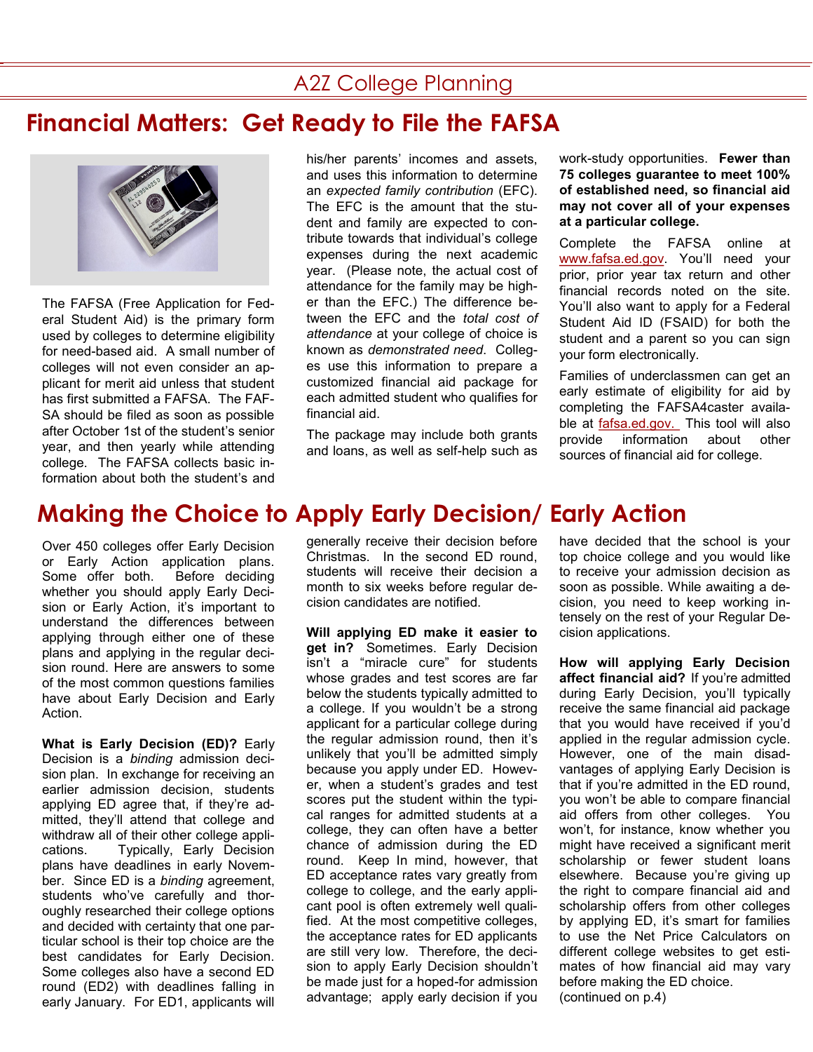# Financial Matters: Get Ready to File the FAFSA

The FAFSA (Free Application for Federal Student Aid) is the primary form used by colleges to determine eligibility for need-based aid. A small number of colleges will not even consider an applicant for merit aid unless that student has first submitted a FAFSA. The FAFSA should be filed as soon as possible after October 1st of the student's senior year, and then yearly while attending college. The FAFSA collects basic information about both the student's and his/her parents' incomes and assets, and uses this information to determine an *expected family contribution* (EFC). The EFC is the amount that the student and family are expected to contribute towards that individual's college expenses during the next academic year. (Please note, the actual cost of attendance for the family may be higher than the EFC.) The difference between the EFC and the *total cost of attendance* at your college of choice is known as *demonstrated need*. Colleges use this information to prepare a customized financial aid package for each admitted student who qualifies for financial aid.

The package may include both grants and loans, as well as self-help such as work-study opportunities. **Fewer than 75 colleges guarantee to meet 100% of established need, so financial aid may not cover all of your expenses at a particular college.**

Complete the FAFSA online at www.fafsa.ed.gov. You'll need your prior, prior year tax return and other financial records noted on the site. You'll also want to apply for a Federal Student Aid ID (FSAID) for both the student and a parent so you can sign your form electronically.

Families of underclassmen can get an early estimate of eligibility for aid by completing the FAFSA4caster available at fafsa.ed.gov. This tool will also provide information about other sources of financial aid for college.

# Making the Choice to Apply Early Decision/ Early Action

Over 450 colleges offer Early Decision or Early Action application plans. Some offer both. Before deciding whether you should apply Early Decision or Early Action, it's important to understand the differences between applying through either one of these plans and applying in the regular decision round. Here are answers to some of the most common questions families have about Early Decision and Early Action.

**What is Early Decision (ED)?** Early Decision is a *binding* admission decision plan. In exchange for receiving an earlier admission decision, students applying ED agree that, if they're admitted, they'll attend that college and withdraw all of their other college applications. Typically, Early Decision plans have deadlines in early November. Since ED is a *binding* agreement, students who've carefully and thoroughly researched their college options and decided with certainty that one particular school is their top choice are the best candidates for Early Decision. Some colleges also have a second ED round (ED2) with deadlines falling in early January. For ED1, applicants will generally receive their decision before Christmas. In the second ED round, students will receive their decision a month to six weeks before regular decision candidates are notified.

**Will applying ED make it easier to get in?** Sometimes. Early Decision isn't a "miracle cure" for students whose grades and test scores are far below the students typically admitted to a college. If you wouldn't be a strong applicant for a particular college during the regular admission round, then it's unlikely that you'll be admitted simply because you apply under ED. However, when a student's grades and test scores put the student within the typical ranges for admitted students at a college, they can often have a better chance of admission during the ED round. Keep In mind, however, that ED acceptance rates vary greatly from college to college, and the early applicant pool is often extremely well qualified. At the most competitive colleges, the acceptance rates for ED applicants are still very low. Therefore, the decision to apply Early Decision shouldn't be made just for a hoped-for admission advantage; apply early decision if you have decided that the school is your top choice college and you would like to receive your admission decision as soon as possible. While awaiting a decision, you need to keep working intensely on the rest of your Regular Decision applications.

**How will applying Early Decision affect financial aid?** If you're admitted during Early Decision, you'll typically receive the same financial aid package that you would have received if you'd applied in the regular admission cycle. However, one of the main disadvantages of applying Early Decision is that if you're admitted in the ED round, you won't be able to compare financial aid offers from other colleges. You won't, for instance, know whether you might have received a significant merit scholarship or fewer student loans elsewhere. Because you're giving up the right to compare financial aid and scholarship offers from other colleges by applying ED, it's smart for families to use the Net Price Calculators on different college websites to get estimates of how financial aid may vary before making the ED choice.
(continued on p.4)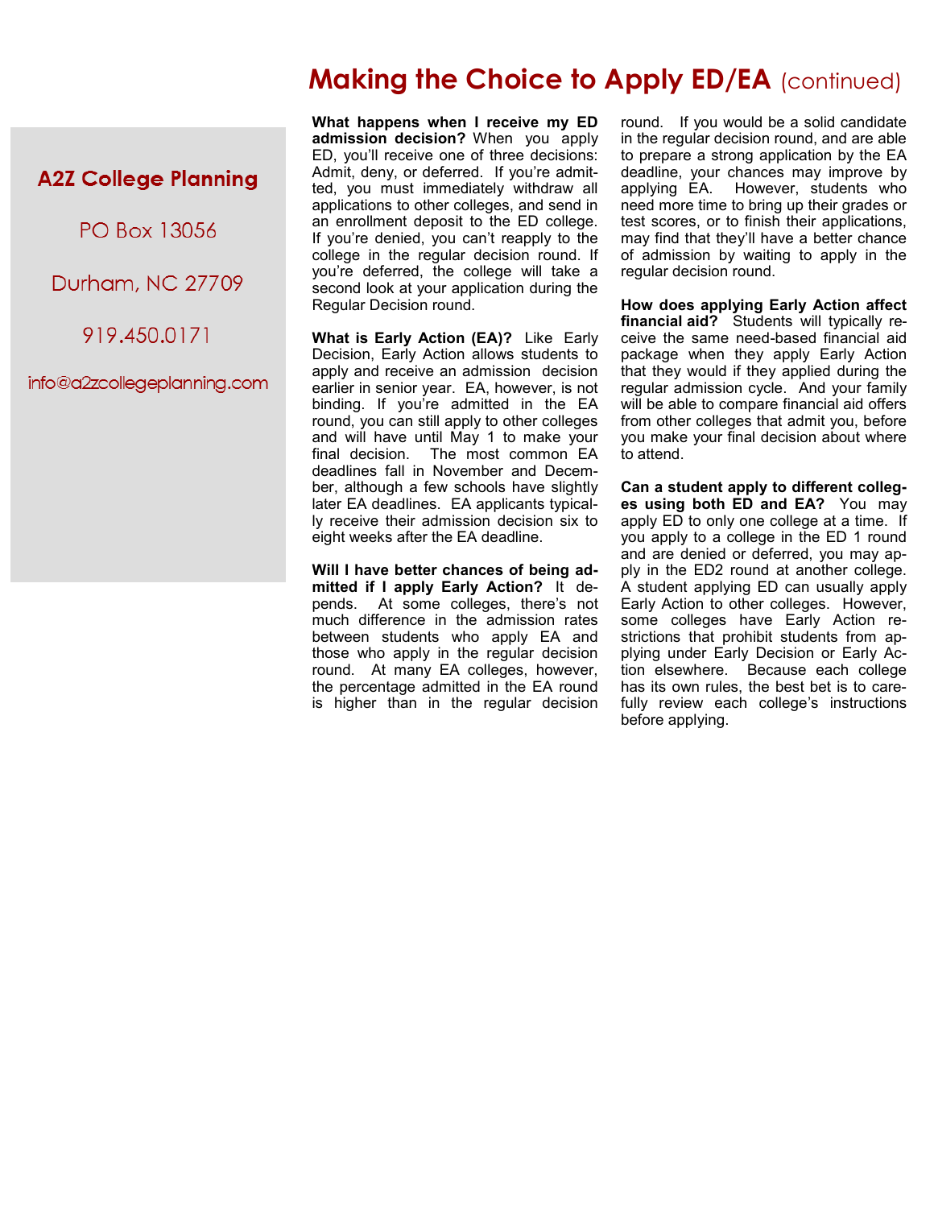# Making the Choice to Apply ED/EA (continued)

**A2Z College Planning**

PO Box 13056

Durham, NC 27709

919.450.0171

info@a2zcollegeplanning.com

**What happens when I receive my ED admission decision?** When you apply ED, you'll receive one of three decisions: Admit, deny, or deferred. If you're admitted, you must immediately withdraw all applications to other colleges, and send in an enrollment deposit to the ED college. If you're denied, you can't reapply to the college in the regular decision round. If you're deferred, the college will take a second look at your application during the Regular Decision round.

**What is Early Action (EA)?** Like Early Decision, Early Action allows students to apply and receive an admission decision earlier in senior year. EA, however, is not binding. If you're admitted in the EA round, you can still apply to other colleges and will have until May 1 to make your final decision. The most common EA deadlines fall in November and December, although a few schools have slightly later EA deadlines. EA applicants typically receive their admission decision six to eight weeks after the EA deadline.

**Will I have better chances of being admitted if I apply Early Action?** It depends. At some colleges, there's not much difference in the admission rates between students who apply EA and those who apply in the regular decision round. At many EA colleges, however, the percentage admitted in the EA round is higher than in the regular decision round. If you would be a solid candidate in the regular decision round, and are able to prepare a strong application by the EA deadline, your chances may improve by applying EA. However, students who need more time to bring up their grades or test scores, or to finish their applications, may find that they'll have a better chance of admission by waiting to apply in the regular decision round.

**How does applying Early Action affect financial aid?** Students will typically receive the same need-based financial aid package when they apply Early Action that they would if they applied during the regular admission cycle. And your family will be able to compare financial aid offers from other colleges that admit you, before you make your final decision about where to attend.

**Can a student apply to different colleges using both ED and EA?** You may apply ED to only one college at a time. If you apply to a college in the ED 1 round and are denied or deferred, you may apply in the ED2 round at another college. A student applying ED can usually apply Early Action to other colleges. However, some colleges have Early Action restrictions that prohibit students from applying under Early Decision or Early Action elsewhere. Because each college has its own rules, the best bet is to carefully review each college's instructions before applying.